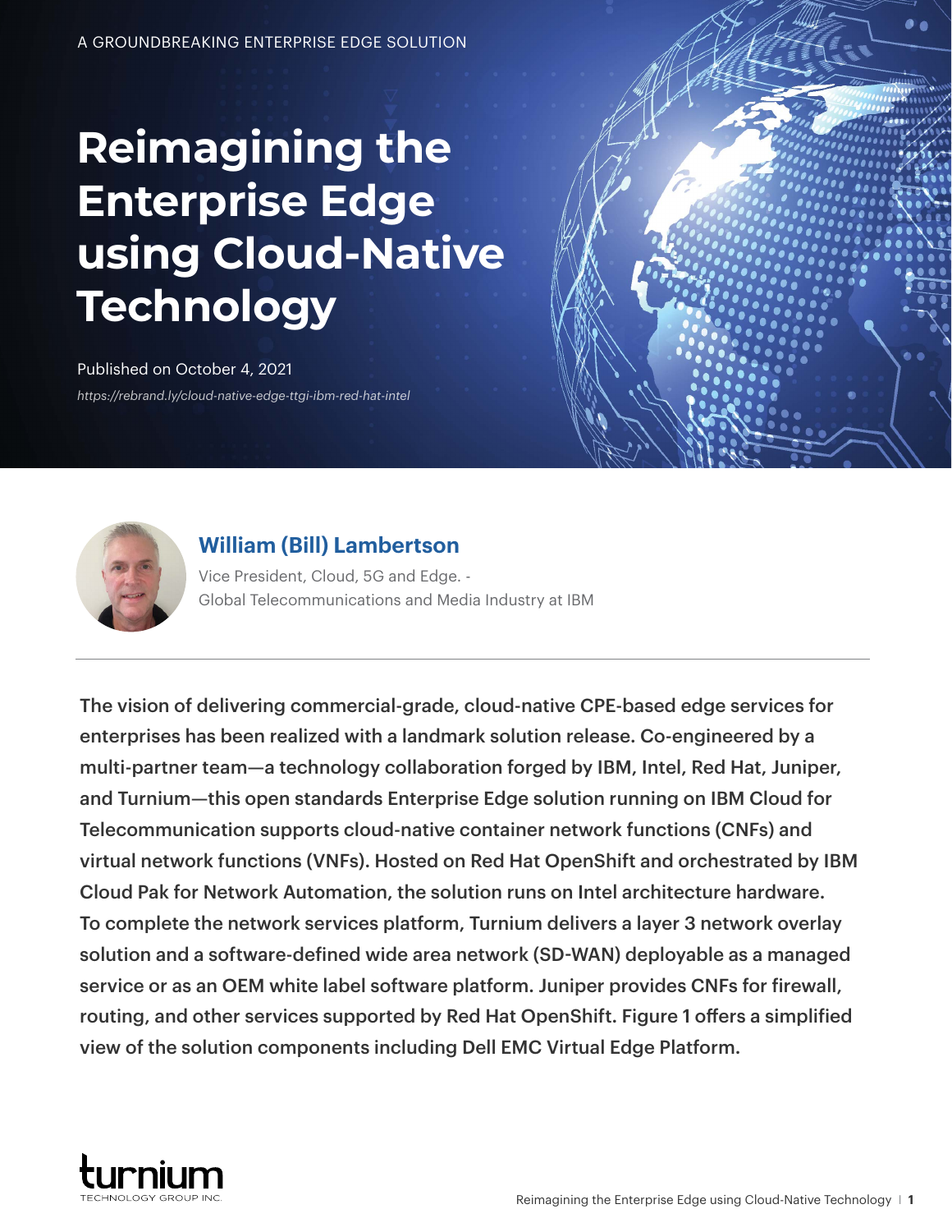A GROUNDBREAKING ENTERPRISE EDGE SOLUTION

# Reimagining the Enterprise Edge using Cloud-Native Technology

Published on October 4, 2021

*https://rebrand.ly/cloud-native-edge-ttgi-ibm-red-hat-intel*

### William (Bill) Lambertson

Vice President, Cloud, 5G and Edge. - Global Telecommunications and Media Industry at IBM

---

The vision of delivering commercial-grade, cloud-native CPE-based edge services for enterprises has been realized with a landmark solution release. Co-engineered by a multi-partner team—a technology collaboration forged by IBM, Intel, Red Hat, Juniper, and Turnium—this open standards Enterprise Edge solution running on IBM Cloud for Telecommunication supports cloud-native container network functions (CNFs) and virtual network functions (VNFs). Hosted on Red Hat OpenShift and orchestrated by IBM Cloud Pak for Network Automation, the solution runs on Intel architecture hardware. To complete the network services platform, Turnium delivers a layer 3 network overlay solution and a software-defined wide area network (SD-WAN) deployable as a managed service or as an OEM white label software platform. Juniper provides CNFs for firewall, routing, and other services supported by Red Hat OpenShift. Figure 1 offers a simplified view of the solution components including Dell EMC Virtual Edge Platform.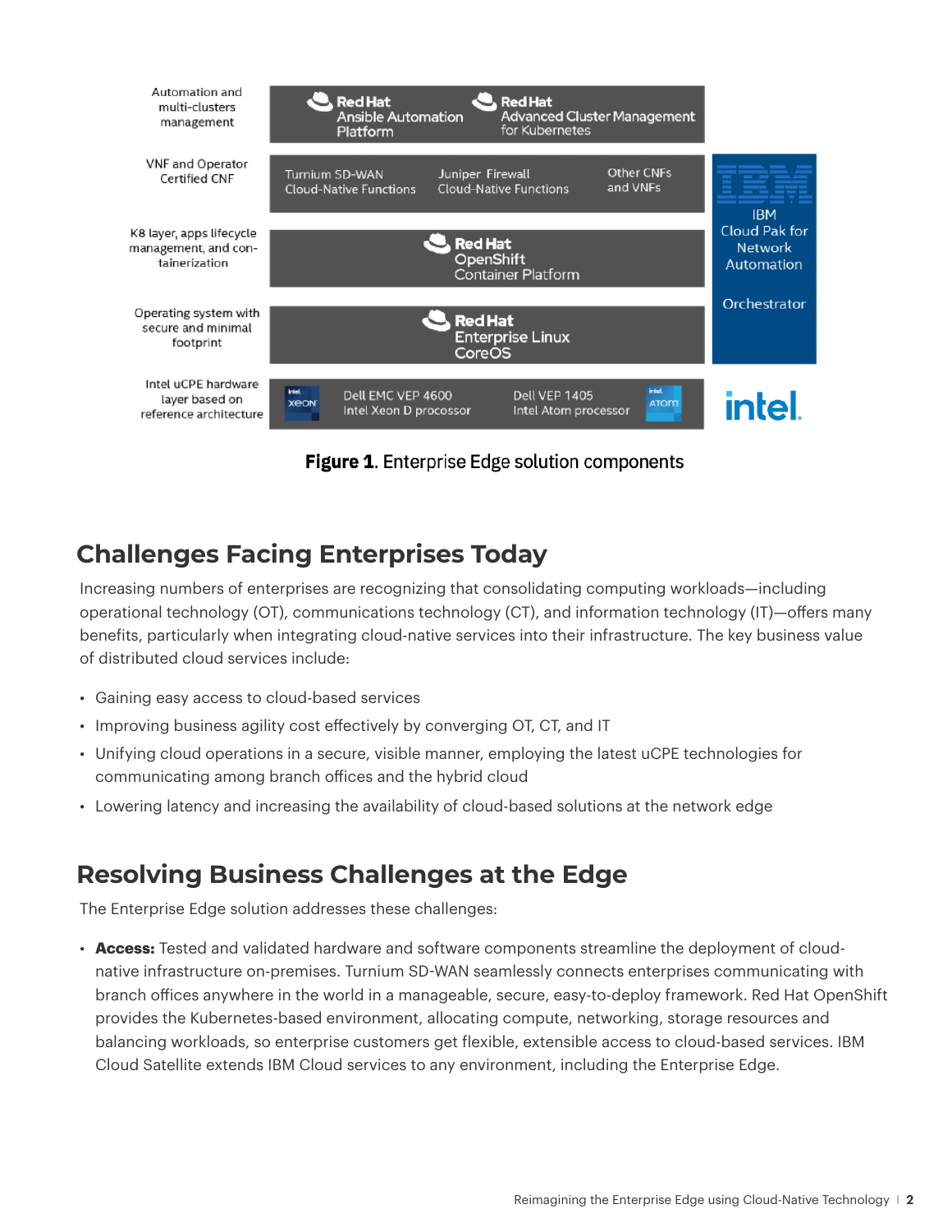| Layer | Components | |
|---|---|---|
| Automation and multi-clusters management | Red Hat Ansible Automation Platform; Red Hat Advanced Cluster Management for Kubernetes | |
| VNF and Operator Certified CNF | Turnium SD-WAN Cloud-Native Functions; Juniper Firewall Cloud-Native Functions; Other CNFs and VNFs | IBM Cloud Pak for Network Automation Orchestrator |
| K8 layer, apps lifecycle management, and containerization | Red Hat OpenShift Container Platform | IBM Cloud Pak for Network Automation Orchestrator |
| Operating system with secure and minimal footprint | Red Hat Enterprise Linux CoreOS | IBM Cloud Pak for Network Automation Orchestrator |
| Intel uCPE hardware layer based on reference architecture | Dell EMC VEP 4600 Intel Xeon D processor; Dell VEP 1405 Intel Atom processor | intel |

**Figure 1**. Enterprise Edge solution components

## Challenges Facing Enterprises Today

Increasing numbers of enterprises are recognizing that consolidating computing workloads—including operational technology (OT), communications technology (CT), and information technology (IT)—offers many benefits, particularly when integrating cloud-native services into their infrastructure. The key business value of distributed cloud services include:

- Gaining easy access to cloud-based services
- Improving business agility cost effectively by converging OT, CT, and IT
- Unifying cloud operations in a secure, visible manner, employing the latest uCPE technologies for communicating among branch offices and the hybrid cloud
- Lowering latency and increasing the availability of cloud-based solutions at the network edge

## Resolving Business Challenges at the Edge

The Enterprise Edge solution addresses these challenges:

- **Access:** Tested and validated hardware and software components streamline the deployment of cloud-native infrastructure on-premises. Turnium SD-WAN seamlessly connects enterprises communicating with branch offices anywhere in the world in a manageable, secure, easy-to-deploy framework. Red Hat OpenShift provides the Kubernetes-based environment, allocating compute, networking, storage resources and balancing workloads, so enterprise customers get flexible, extensible access to cloud-based services. IBM Cloud Satellite extends IBM Cloud services to any environment, including the Enterprise Edge.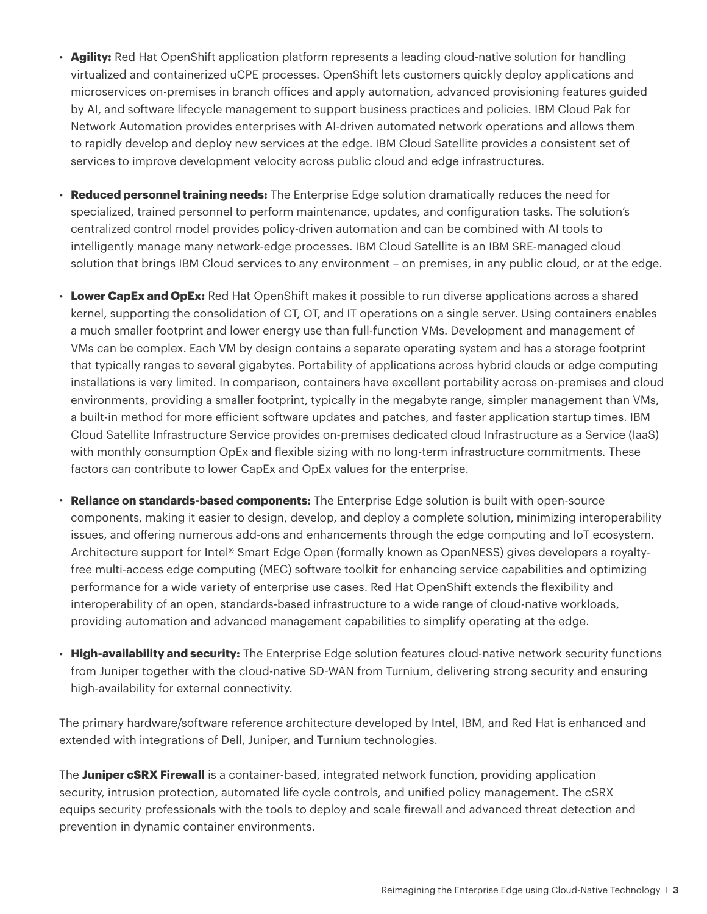- **Agility:** Red Hat OpenShift application platform represents a leading cloud-native solution for handling virtualized and containerized uCPE processes. OpenShift lets customers quickly deploy applications and microservices on-premises in branch offices and apply automation, advanced provisioning features guided by AI, and software lifecycle management to support business practices and policies. IBM Cloud Pak for Network Automation provides enterprises with AI-driven automated network operations and allows them to rapidly develop and deploy new services at the edge. IBM Cloud Satellite provides a consistent set of services to improve development velocity across public cloud and edge infrastructures.

- **Reduced personnel training needs:** The Enterprise Edge solution dramatically reduces the need for specialized, trained personnel to perform maintenance, updates, and configuration tasks. The solution's centralized control model provides policy-driven automation and can be combined with AI tools to intelligently manage many network-edge processes. IBM Cloud Satellite is an IBM SRE-managed cloud solution that brings IBM Cloud services to any environment – on premises, in any public cloud, or at the edge.

- **Lower CapEx and OpEx:** Red Hat OpenShift makes it possible to run diverse applications across a shared kernel, supporting the consolidation of CT, OT, and IT operations on a single server. Using containers enables a much smaller footprint and lower energy use than full-function VMs. Development and management of VMs can be complex. Each VM by design contains a separate operating system and has a storage footprint that typically ranges to several gigabytes. Portability of applications across hybrid clouds or edge computing installations is very limited. In comparison, containers have excellent portability across on-premises and cloud environments, providing a smaller footprint, typically in the megabyte range, simpler management than VMs, a built-in method for more efficient software updates and patches, and faster application startup times. IBM Cloud Satellite Infrastructure Service provides on-premises dedicated cloud Infrastructure as a Service (IaaS) with monthly consumption OpEx and flexible sizing with no long-term infrastructure commitments. These factors can contribute to lower CapEx and OpEx values for the enterprise.

- **Reliance on standards-based components:** The Enterprise Edge solution is built with open-source components, making it easier to design, develop, and deploy a complete solution, minimizing interoperability issues, and offering numerous add-ons and enhancements through the edge computing and IoT ecosystem. Architecture support for Intel® Smart Edge Open (formally known as OpenNESS) gives developers a royalty-free multi-access edge computing (MEC) software toolkit for enhancing service capabilities and optimizing performance for a wide variety of enterprise use cases. Red Hat OpenShift extends the flexibility and interoperability of an open, standards-based infrastructure to a wide range of cloud-native workloads, providing automation and advanced management capabilities to simplify operating at the edge.

- **High-availability and security:** The Enterprise Edge solution features cloud-native network security functions from Juniper together with the cloud-native SD-WAN from Turnium, delivering strong security and ensuring high-availability for external connectivity.

The primary hardware/software reference architecture developed by Intel, IBM, and Red Hat is enhanced and extended with integrations of Dell, Juniper, and Turnium technologies.

The **Juniper cSRX Firewall** is a container-based, integrated network function, providing application security, intrusion protection, automated life cycle controls, and unified policy management. The cSRX equips security professionals with the tools to deploy and scale firewall and advanced threat detection and prevention in dynamic container environments.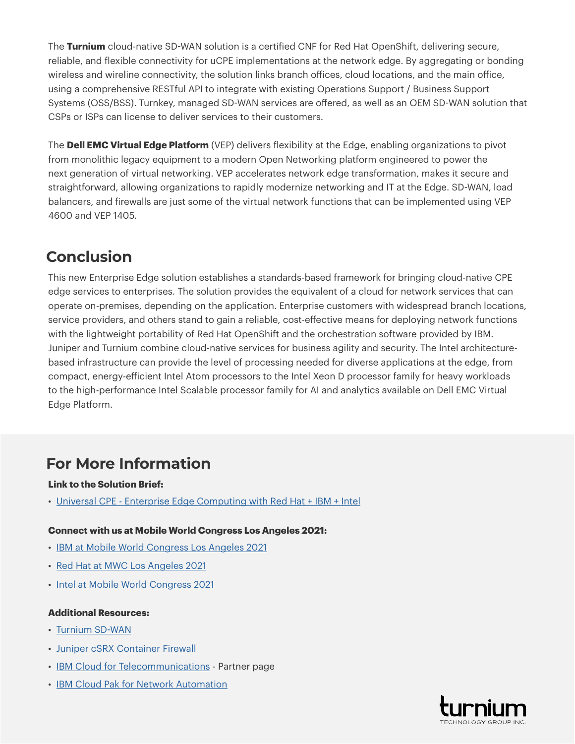The **Turnium** cloud-native SD-WAN solution is a certified CNF for Red Hat OpenShift, delivering secure, reliable, and flexible connectivity for uCPE implementations at the network edge. By aggregating or bonding wireless and wireline connectivity, the solution links branch offices, cloud locations, and the main office, using a comprehensive RESTful API to integrate with existing Operations Support / Business Support Systems (OSS/BSS). Turnkey, managed SD-WAN services are offered, as well as an OEM SD-WAN solution that CSPs or ISPs can license to deliver services to their customers.

The **Dell EMC Virtual Edge Platform** (VEP) delivers flexibility at the Edge, enabling organizations to pivot from monolithic legacy equipment to a modern Open Networking platform engineered to power the next generation of virtual networking. VEP accelerates network edge transformation, makes it secure and straightforward, allowing organizations to rapidly modernize networking and IT at the Edge. SD-WAN, load balancers, and firewalls are just some of the virtual network functions that can be implemented using VEP 4600 and VEP 1405.

## Conclusion

This new Enterprise Edge solution establishes a standards-based framework for bringing cloud-native CPE edge services to enterprises. The solution provides the equivalent of a cloud for network services that can operate on-premises, depending on the application. Enterprise customers with widespread branch locations, service providers, and others stand to gain a reliable, cost-effective means for deploying network functions with the lightweight portability of Red Hat OpenShift and the orchestration software provided by IBM. Juniper and Turnium combine cloud-native services for business agility and security. The Intel architecture-based infrastructure can provide the level of processing needed for diverse applications at the edge, from compact, energy-efficient Intel Atom processors to the Intel Xeon D processor family for heavy workloads to the high-performance Intel Scalable processor family for AI and analytics available on Dell EMC Virtual Edge Platform.

## For More Information

**Link to the Solution Brief:**

- Universal CPE - Enterprise Edge Computing with Red Hat + IBM + Intel

**Connect with us at Mobile World Congress Los Angeles 2021:**

- IBM at Mobile World Congress Los Angeles 2021
- Red Hat at MWC Los Angeles 2021
- Intel at Mobile World Congress 2021

**Additional Resources:**

- Turnium SD-WAN
- Juniper cSRX Container Firewall
- IBM Cloud for Telecommunications - Partner page
- IBM Cloud Pak for Network Automation

turnium
TECHNOLOGY GROUP INC.